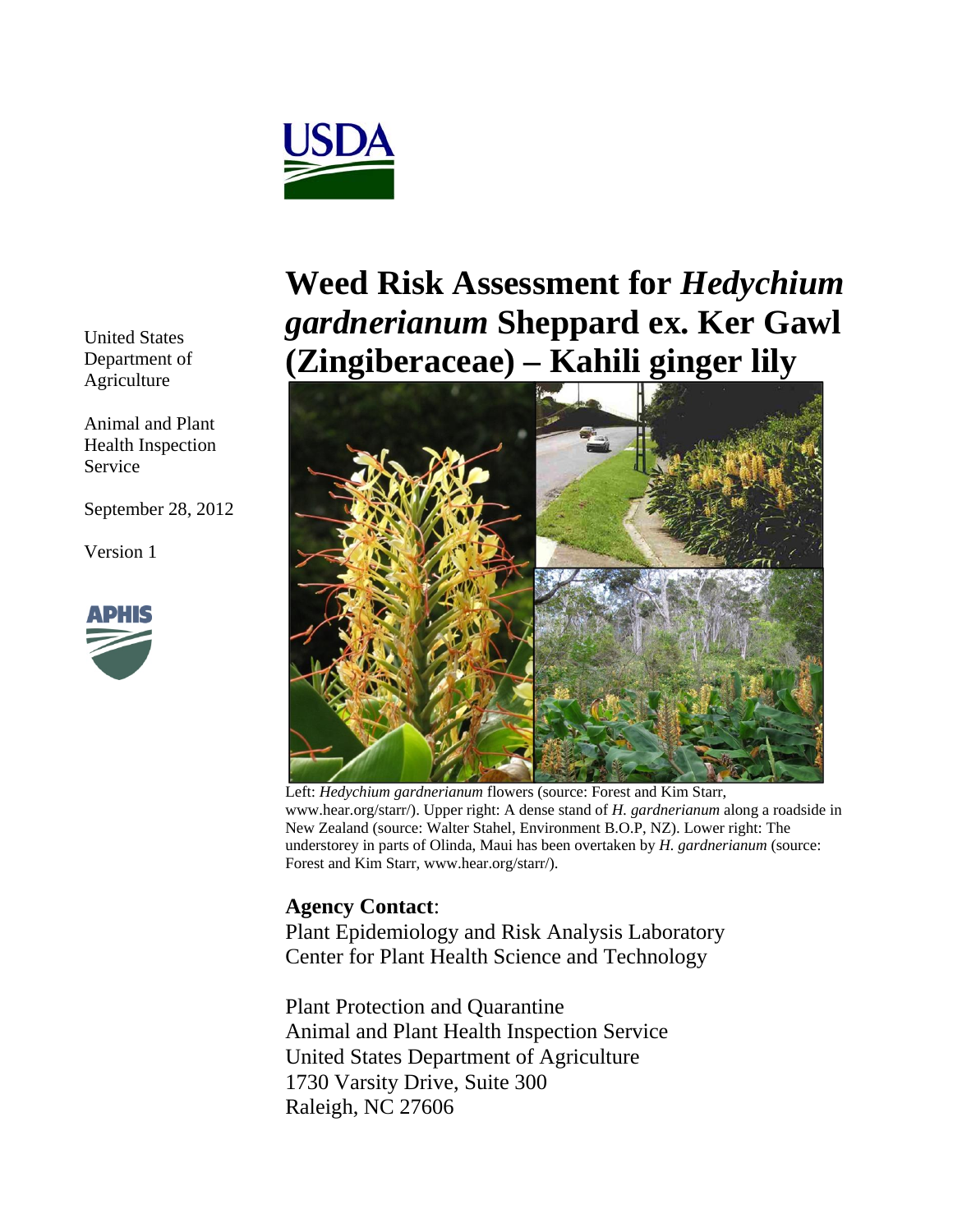United States Department of Agriculture

Animal and Plant Health Inspection Service

September 28, 2012

Version 1

# Weed Risk Assessment for *Hedychium gardnerianum* Sheppard ex. Ker Gawl (Zingiberaceae) – Kahili ginger lily

Left: *Hedychium gardnerianum* flowers (source: Forest and Kim Starr, www.hear.org/starr/). Upper right: A dense stand of *H. gardnerianum* along a roadside in New Zealand (source: Walter Stahel, Environment B.O.P, NZ). Lower right: The understorey in parts of Olinda, Maui has been overtaken by *H. gardnerianum* (source: Forest and Kim Starr, www.hear.org/starr/).

**Agency Contact**:

Plant Epidemiology and Risk Analysis Laboratory
Center for Plant Health Science and Technology

Plant Protection and Quarantine
Animal and Plant Health Inspection Service
United States Department of Agriculture
1730 Varsity Drive, Suite 300
Raleigh, NC 27606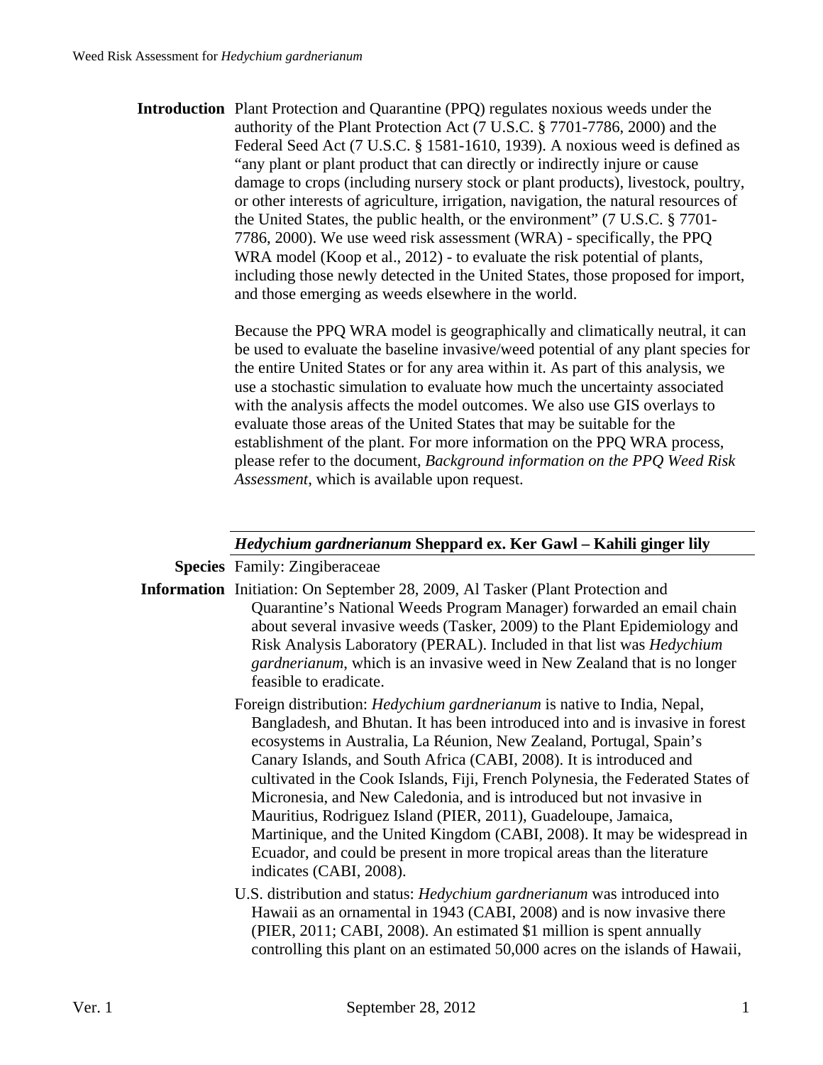**Introduction** Plant Protection and Quarantine (PPQ) regulates noxious weeds under the authority of the Plant Protection Act (7 U.S.C. § 7701-7786, 2000) and the Federal Seed Act (7 U.S.C. § 1581-1610, 1939). A noxious weed is defined as "any plant or plant product that can directly or indirectly injure or cause damage to crops (including nursery stock or plant products), livestock, poultry, or other interests of agriculture, irrigation, navigation, the natural resources of the United States, the public health, or the environment" (7 U.S.C. § 7701-7786, 2000). We use weed risk assessment (WRA) - specifically, the PPQ WRA model (Koop et al., 2012) - to evaluate the risk potential of plants, including those newly detected in the United States, those proposed for import, and those emerging as weeds elsewhere in the world.

Because the PPQ WRA model is geographically and climatically neutral, it can be used to evaluate the baseline invasive/weed potential of any plant species for the entire United States or for any area within it. As part of this analysis, we use a stochastic simulation to evaluate how much the uncertainty associated with the analysis affects the model outcomes. We also use GIS overlays to evaluate those areas of the United States that may be suitable for the establishment of the plant. For more information on the PPQ WRA process, please refer to the document, *Background information on the PPQ Weed Risk Assessment*, which is available upon request.

## *Hedychium gardnerianum* Sheppard ex. Ker Gawl – Kahili ginger lily

**Species Information**

Family: Zingiberaceae

Initiation: On September 28, 2009, Al Tasker (Plant Protection and Quarantine's National Weeds Program Manager) forwarded an email chain about several invasive weeds (Tasker, 2009) to the Plant Epidemiology and Risk Analysis Laboratory (PERAL). Included in that list was *Hedychium gardnerianum*, which is an invasive weed in New Zealand that is no longer feasible to eradicate.

Foreign distribution: *Hedychium gardnerianum* is native to India, Nepal, Bangladesh, and Bhutan. It has been introduced into and is invasive in forest ecosystems in Australia, La Réunion, New Zealand, Portugal, Spain's Canary Islands, and South Africa (CABI, 2008). It is introduced and cultivated in the Cook Islands, Fiji, French Polynesia, the Federated States of Micronesia, and New Caledonia, and is introduced but not invasive in Mauritius, Rodriguez Island (PIER, 2011), Guadeloupe, Jamaica, Martinique, and the United Kingdom (CABI, 2008). It may be widespread in Ecuador, and could be present in more tropical areas than the literature indicates (CABI, 2008).

U.S. distribution and status: *Hedychium gardnerianum* was introduced into Hawaii as an ornamental in 1943 (CABI, 2008) and is now invasive there (PIER, 2011; CABI, 2008). An estimated $1 million is spent annually controlling this plant on an estimated 50,000 acres on the islands of Hawaii,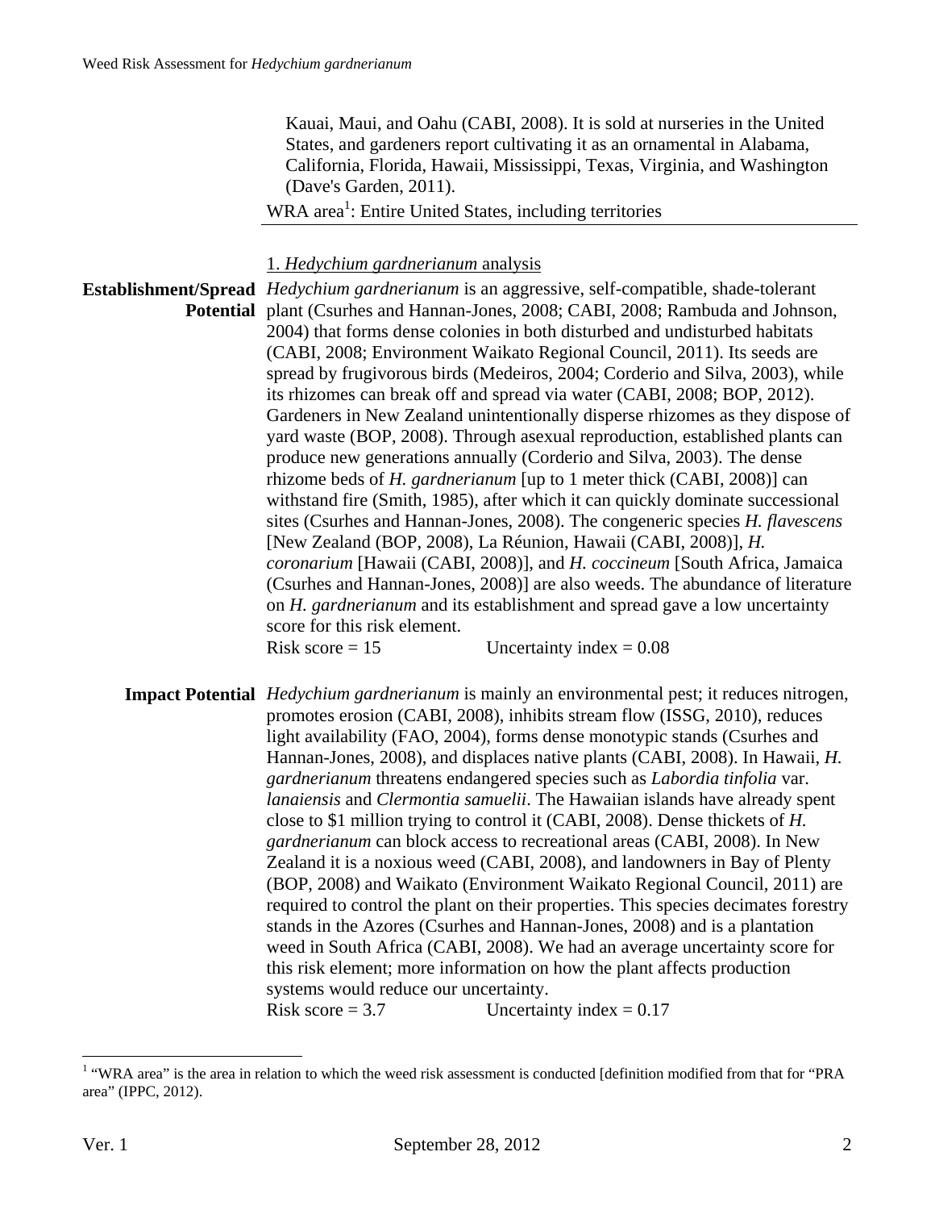Kauai, Maui, and Oahu (CABI, 2008). It is sold at nurseries in the United States, and gardeners report cultivating it as an ornamental in Alabama, California, Florida, Hawaii, Mississippi, Texas, Virginia, and Washington (Dave's Garden, 2011).

WRA area[1]: Entire United States, including territories

1. *Hedychium gardnerianum* analysis

**Establishment/Spread Potential** *Hedychium gardnerianum* is an aggressive, self-compatible, shade-tolerant plant (Csurhes and Hannan-Jones, 2008; CABI, 2008; Rambuda and Johnson, 2004) that forms dense colonies in both disturbed and undisturbed habitats (CABI, 2008; Environment Waikato Regional Council, 2011). Its seeds are spread by frugivorous birds (Medeiros, 2004; Corderio and Silva, 2003), while its rhizomes can break off and spread via water (CABI, 2008; BOP, 2012). Gardeners in New Zealand unintentionally disperse rhizomes as they dispose of yard waste (BOP, 2008). Through asexual reproduction, established plants can produce new generations annually (Corderio and Silva, 2003). The dense rhizome beds of *H. gardnerianum* [up to 1 meter thick (CABI, 2008)] can withstand fire (Smith, 1985), after which it can quickly dominate successional sites (Csurhes and Hannan-Jones, 2008). The congeneric species *H. flavescens* [New Zealand (BOP, 2008), La Réunion, Hawaii (CABI, 2008)], *H. coronarium* [Hawaii (CABI, 2008)], and *H. coccineum* [South Africa, Jamaica (Csurhes and Hannan-Jones, 2008)] are also weeds. The abundance of literature on *H. gardnerianum* and its establishment and spread gave a low uncertainty score for this risk element.

Risk score = 15 Uncertainty index = 0.08

**Impact Potential** *Hedychium gardnerianum* is mainly an environmental pest; it reduces nitrogen, promotes erosion (CABI, 2008), inhibits stream flow (ISSG, 2010), reduces light availability (FAO, 2004), forms dense monotypic stands (Csurhes and Hannan-Jones, 2008), and displaces native plants (CABI, 2008). In Hawaii, *H. gardnerianum* threatens endangered species such as *Labordia tinfolia* var. *lanaiensis* and *Clermontia samuelii*. The Hawaiian islands have already spent close to $1 million trying to control it (CABI, 2008). Dense thickets of *H. gardnerianum* can block access to recreational areas (CABI, 2008). In New Zealand it is a noxious weed (CABI, 2008), and landowners in Bay of Plenty (BOP, 2008) and Waikato (Environment Waikato Regional Council, 2011) are required to control the plant on their properties. This species decimates forestry stands in the Azores (Csurhes and Hannan-Jones, 2008) and is a plantation weed in South Africa (CABI, 2008). We had an average uncertainty score for this risk element; more information on how the plant affects production systems would reduce our uncertainty.

Risk score = 3.7 Uncertainty index = 0.17

[1] "WRA area" is the area in relation to which the weed risk assessment is conducted [definition modified from that for "PRA area" (IPPC, 2012).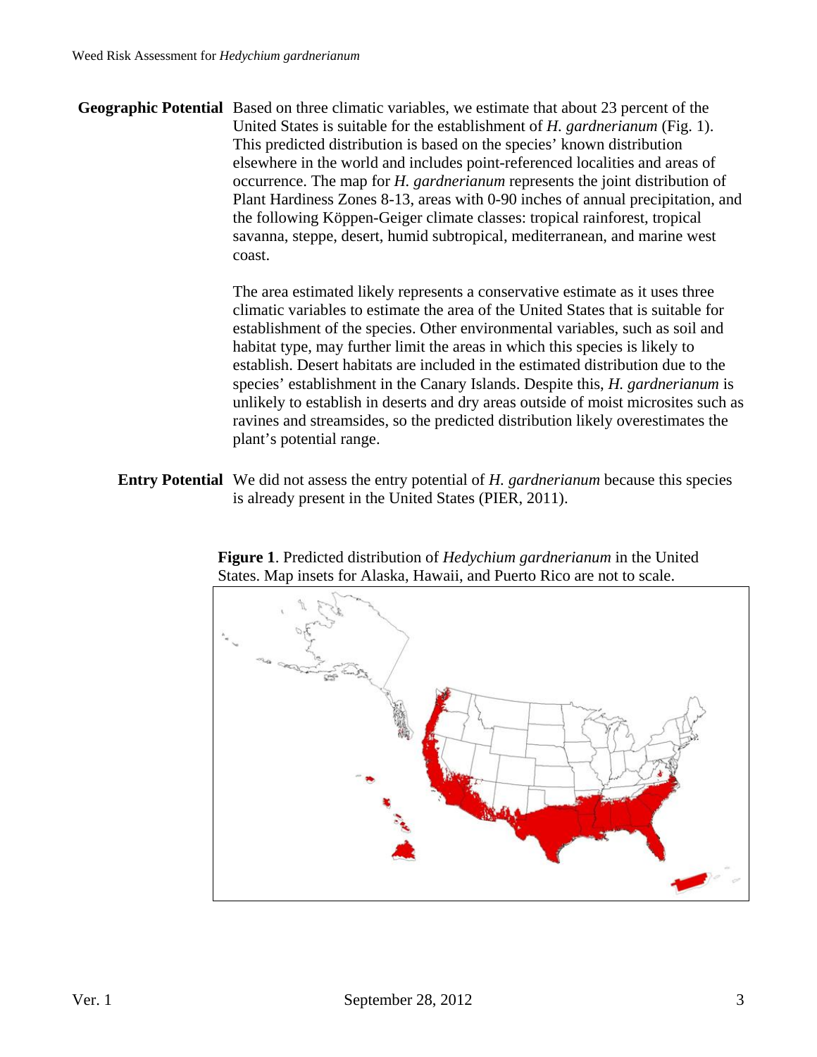**Geographic Potential** Based on three climatic variables, we estimate that about 23 percent of the United States is suitable for the establishment of *H. gardnerianum* (Fig. 1). This predicted distribution is based on the species' known distribution elsewhere in the world and includes point-referenced localities and areas of occurrence. The map for *H. gardnerianum* represents the joint distribution of Plant Hardiness Zones 8-13, areas with 0-90 inches of annual precipitation, and the following Köppen-Geiger climate classes: tropical rainforest, tropical savanna, steppe, desert, humid subtropical, mediterranean, and marine west coast.

The area estimated likely represents a conservative estimate as it uses three climatic variables to estimate the area of the United States that is suitable for establishment of the species. Other environmental variables, such as soil and habitat type, may further limit the areas in which this species is likely to establish. Desert habitats are included in the estimated distribution due to the species' establishment in the Canary Islands. Despite this, *H. gardnerianum* is unlikely to establish in deserts and dry areas outside of moist microsites such as ravines and streamsides, so the predicted distribution likely overestimates the plant's potential range.

**Entry Potential** We did not assess the entry potential of *H. gardnerianum* because this species is already present in the United States (PIER, 2011).

**Figure 1**. Predicted distribution of *Hedychium gardnerianum* in the United States. Map insets for Alaska, Hawaii, and Puerto Rico are not to scale.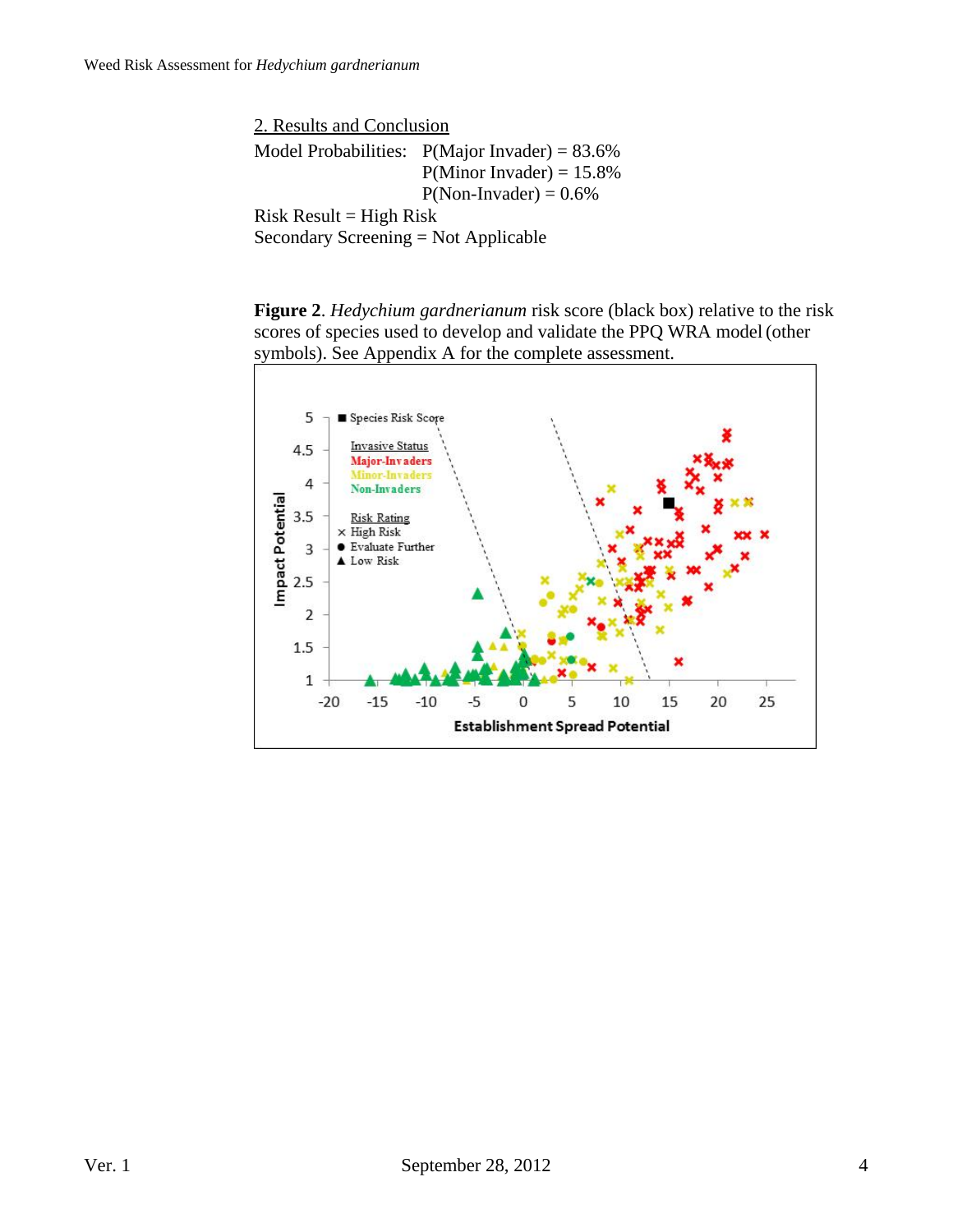2. Results and Conclusion

Model Probabilities: P(Major Invader) = 83.6%
P(Minor Invader) = 15.8%
P(Non-Invader) = 0.6%

Risk Result = High Risk

Secondary Screening = Not Applicable

**Figure 2**. *Hedychium gardnerianum* risk score (black box) relative to the risk scores of species used to develop and validate the PPQ WRA model (other symbols). See Appendix A for the complete assessment.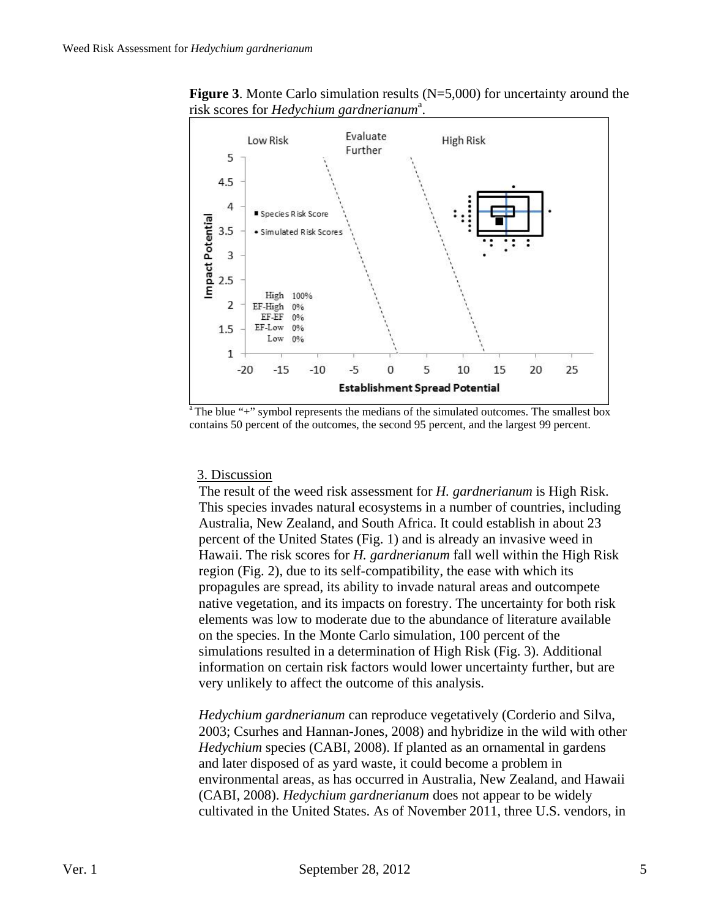**Figure 3**. Monte Carlo simulation results (N=5,000) for uncertainty around the risk scores for *Hedychium gardnerianum*[a].

[a] The blue "+" symbol represents the medians of the simulated outcomes. The smallest box contains 50 percent of the outcomes, the second 95 percent, and the largest 99 percent.

## 3. Discussion

The result of the weed risk assessment for *H. gardnerianum* is High Risk. This species invades natural ecosystems in a number of countries, including Australia, New Zealand, and South Africa. It could establish in about 23 percent of the United States (Fig. 1) and is already an invasive weed in Hawaii. The risk scores for *H. gardnerianum* fall well within the High Risk region (Fig. 2), due to its self-compatibility, the ease with which its propagules are spread, its ability to invade natural areas and outcompete native vegetation, and its impacts on forestry. The uncertainty for both risk elements was low to moderate due to the abundance of literature available on the species. In the Monte Carlo simulation, 100 percent of the simulations resulted in a determination of High Risk (Fig. 3). Additional information on certain risk factors would lower uncertainty further, but are very unlikely to affect the outcome of this analysis.

*Hedychium gardnerianum* can reproduce vegetatively (Corderio and Silva, 2003; Csurhes and Hannan-Jones, 2008) and hybridize in the wild with other *Hedychium* species (CABI, 2008). If planted as an ornamental in gardens and later disposed of as yard waste, it could become a problem in environmental areas, as has occurred in Australia, New Zealand, and Hawaii (CABI, 2008). *Hedychium gardnerianum* does not appear to be widely cultivated in the United States. As of November 2011, three U.S. vendors, in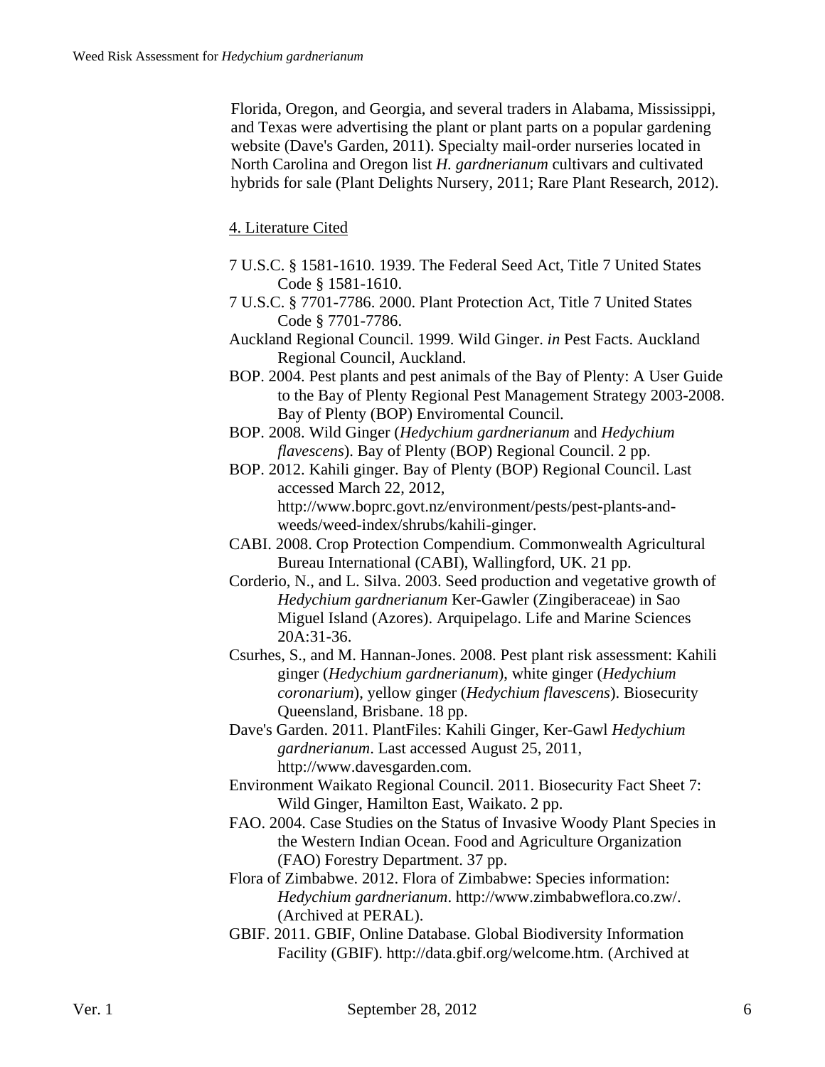Florida, Oregon, and Georgia, and several traders in Alabama, Mississippi, and Texas were advertising the plant or plant parts on a popular gardening website (Dave's Garden, 2011). Specialty mail-order nurseries located in North Carolina and Oregon list *H. gardnerianum* cultivars and cultivated hybrids for sale (Plant Delights Nursery, 2011; Rare Plant Research, 2012).

## 4. Literature Cited

7 U.S.C. § 1581-1610. 1939. The Federal Seed Act, Title 7 United States Code § 1581-1610.

7 U.S.C. § 7701-7786. 2000. Plant Protection Act, Title 7 United States Code § 7701-7786.

Auckland Regional Council. 1999. Wild Ginger. *in* Pest Facts. Auckland Regional Council, Auckland.

BOP. 2004. Pest plants and pest animals of the Bay of Plenty: A User Guide to the Bay of Plenty Regional Pest Management Strategy 2003-2008. Bay of Plenty (BOP) Enviromental Council.

BOP. 2008. Wild Ginger (*Hedychium gardnerianum* and *Hedychium flavescens*). Bay of Plenty (BOP) Regional Council. 2 pp.

BOP. 2012. Kahili ginger. Bay of Plenty (BOP) Regional Council. Last accessed March 22, 2012, http://www.boprc.govt.nz/environment/pests/pest-plants-and-weeds/weed-index/shrubs/kahili-ginger.

CABI. 2008. Crop Protection Compendium. Commonwealth Agricultural Bureau International (CABI), Wallingford, UK. 21 pp.

Corderio, N., and L. Silva. 2003. Seed production and vegetative growth of *Hedychium gardnerianum* Ker-Gawler (Zingiberaceae) in Sao Miguel Island (Azores). Arquipelago. Life and Marine Sciences 20A:31-36.

Csurhes, S., and M. Hannan-Jones. 2008. Pest plant risk assessment: Kahili ginger (*Hedychium gardnerianum*), white ginger (*Hedychium coronarium*), yellow ginger (*Hedychium flavescens*). Biosecurity Queensland, Brisbane. 18 pp.

Dave's Garden. 2011. PlantFiles: Kahili Ginger, Ker-Gawl *Hedychium gardnerianum*. Last accessed August 25, 2011, http://www.davesgarden.com.

Environment Waikato Regional Council. 2011. Biosecurity Fact Sheet 7: Wild Ginger, Hamilton East, Waikato. 2 pp.

FAO. 2004. Case Studies on the Status of Invasive Woody Plant Species in the Western Indian Ocean. Food and Agriculture Organization (FAO) Forestry Department. 37 pp.

Flora of Zimbabwe. 2012. Flora of Zimbabwe: Species information: *Hedychium gardnerianum*. http://www.zimbabweflora.co.zw/. (Archived at PERAL).

GBIF. 2011. GBIF, Online Database. Global Biodiversity Information Facility (GBIF). http://data.gbif.org/welcome.htm. (Archived at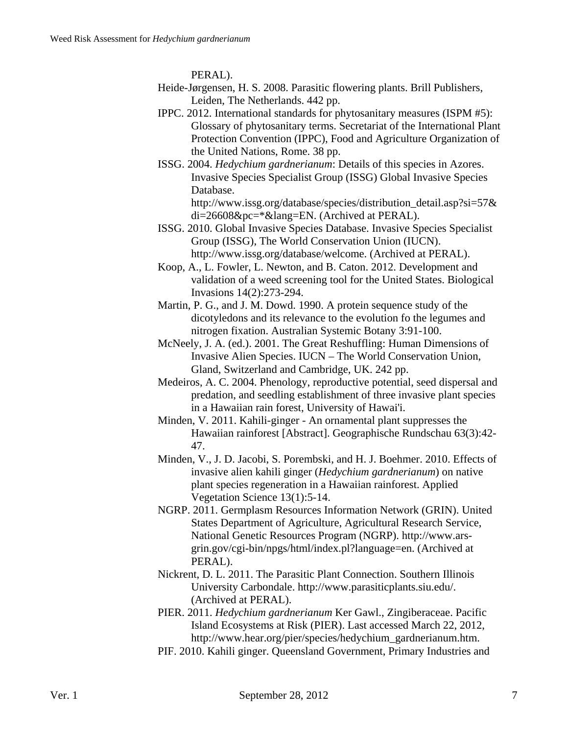PERAL).

Heide-Jørgensen, H. S. 2008. Parasitic flowering plants. Brill Publishers, Leiden, The Netherlands. 442 pp.

IPPC. 2012. International standards for phytosanitary measures (ISPM #5): Glossary of phytosanitary terms. Secretariat of the International Plant Protection Convention (IPPC), Food and Agriculture Organization of the United Nations, Rome. 38 pp.

ISSG. 2004. *Hedychium gardnerianum*: Details of this species in Azores. Invasive Species Specialist Group (ISSG) Global Invasive Species Database. http://www.issg.org/database/species/distribution_detail.asp?si=57&di=26608&pc=*&lang=EN. (Archived at PERAL).

ISSG. 2010. Global Invasive Species Database. Invasive Species Specialist Group (ISSG), The World Conservation Union (IUCN). http://www.issg.org/database/welcome. (Archived at PERAL).

Koop, A., L. Fowler, L. Newton, and B. Caton. 2012. Development and validation of a weed screening tool for the United States. Biological Invasions 14(2):273-294.

Martin, P. G., and J. M. Dowd. 1990. A protein sequence study of the dicotyledons and its relevance to the evolution fo the legumes and nitrogen fixation. Australian Systemic Botany 3:91-100.

McNeely, J. A. (ed.). 2001. The Great Reshuffling: Human Dimensions of Invasive Alien Species. IUCN – The World Conservation Union, Gland, Switzerland and Cambridge, UK. 242 pp.

Medeiros, A. C. 2004. Phenology, reproductive potential, seed dispersal and predation, and seedling establishment of three invasive plant species in a Hawaiian rain forest, University of Hawai'i.

Minden, V. 2011. Kahili-ginger - An ornamental plant suppresses the Hawaiian rainforest [Abstract]. Geographische Rundschau 63(3):42-47.

Minden, V., J. D. Jacobi, S. Porembski, and H. J. Boehmer. 2010. Effects of invasive alien kahili ginger (*Hedychium gardnerianum*) on native plant species regeneration in a Hawaiian rainforest. Applied Vegetation Science 13(1):5-14.

NGRP. 2011. Germplasm Resources Information Network (GRIN). United States Department of Agriculture, Agricultural Research Service, National Genetic Resources Program (NGRP). http://www.ars-grin.gov/cgi-bin/npgs/html/index.pl?language=en. (Archived at PERAL).

Nickrent, D. L. 2011. The Parasitic Plant Connection. Southern Illinois University Carbondale. http://www.parasiticplants.siu.edu/. (Archived at PERAL).

PIER. 2011. *Hedychium gardnerianum* Ker Gawl., Zingiberaceae. Pacific Island Ecosystems at Risk (PIER). Last accessed March 22, 2012, http://www.hear.org/pier/species/hedychium_gardnerianum.htm.

PIF. 2010. Kahili ginger. Queensland Government, Primary Industries and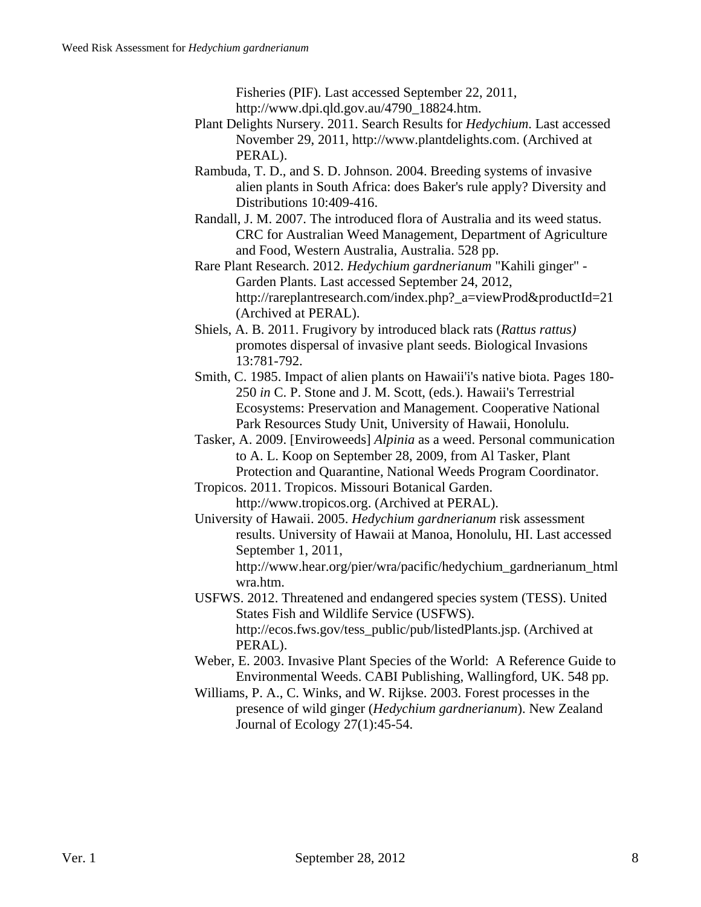Fisheries (PIF). Last accessed September 22, 2011, http://www.dpi.qld.gov.au/4790_18824.htm.

Plant Delights Nursery. 2011. Search Results for *Hedychium*. Last accessed November 29, 2011, http://www.plantdelights.com. (Archived at PERAL).

Rambuda, T. D., and S. D. Johnson. 2004. Breeding systems of invasive alien plants in South Africa: does Baker's rule apply? Diversity and Distributions 10:409-416.

Randall, J. M. 2007. The introduced flora of Australia and its weed status. CRC for Australian Weed Management, Department of Agriculture and Food, Western Australia, Australia. 528 pp.

Rare Plant Research. 2012. *Hedychium gardnerianum* "Kahili ginger" - Garden Plants. Last accessed September 24, 2012, http://rareplantresearch.com/index.php?_a=viewProd&productId=21 (Archived at PERAL).

Shiels, A. B. 2011. Frugivory by introduced black rats (*Rattus rattus)* promotes dispersal of invasive plant seeds. Biological Invasions 13:781-792.

Smith, C. 1985. Impact of alien plants on Hawaii'i's native biota. Pages 180-250 *in* C. P. Stone and J. M. Scott, (eds.). Hawaii's Terrestrial Ecosystems: Preservation and Management. Cooperative National Park Resources Study Unit, University of Hawaii, Honolulu.

Tasker, A. 2009. [Enviroweeds] *Alpinia* as a weed. Personal communication to A. L. Koop on September 28, 2009, from Al Tasker, Plant Protection and Quarantine, National Weeds Program Coordinator.

Tropicos. 2011. Tropicos. Missouri Botanical Garden. http://www.tropicos.org. (Archived at PERAL).

University of Hawaii. 2005. *Hedychium gardnerianum* risk assessment results. University of Hawaii at Manoa, Honolulu, HI. Last accessed September 1, 2011, http://www.hear.org/pier/wra/pacific/hedychium_gardnerianum_htmlwra.htm.

USFWS. 2012. Threatened and endangered species system (TESS). United States Fish and Wildlife Service (USFWS). http://ecos.fws.gov/tess_public/pub/listedPlants.jsp. (Archived at PERAL).

Weber, E. 2003. Invasive Plant Species of the World: A Reference Guide to Environmental Weeds. CABI Publishing, Wallingford, UK. 548 pp.

Williams, P. A., C. Winks, and W. Rijkse. 2003. Forest processes in the presence of wild ginger (*Hedychium gardnerianum*). New Zealand Journal of Ecology 27(1):45-54.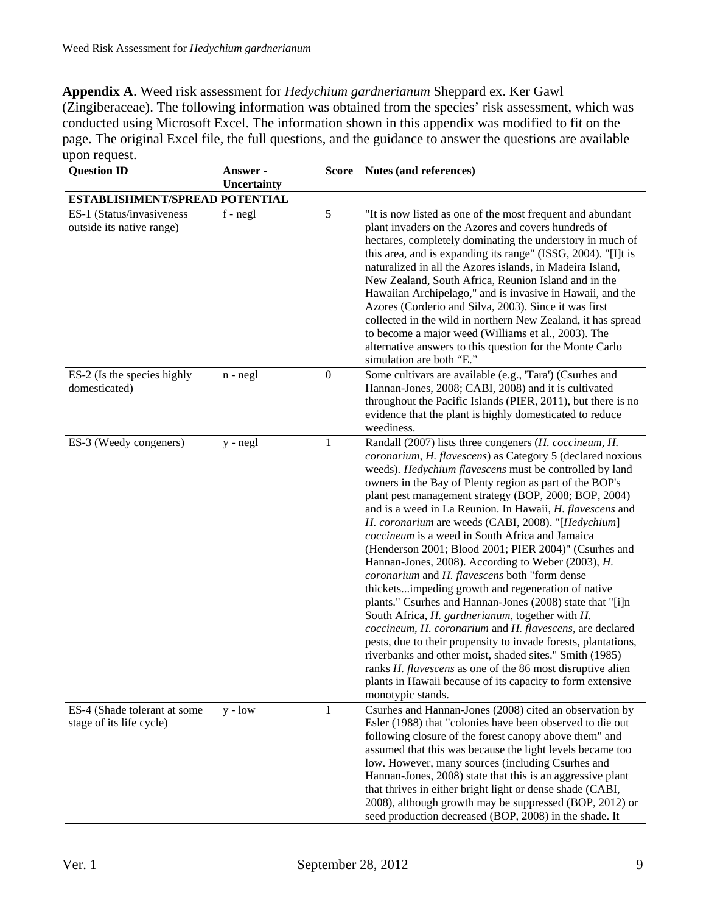**Appendix A**. Weed risk assessment for *Hedychium gardnerianum* Sheppard ex. Ker Gawl (Zingiberaceae). The following information was obtained from the species' risk assessment, which was conducted using Microsoft Excel. The information shown in this appendix was modified to fit on the page. The original Excel file, the full questions, and the guidance to answer the questions are available upon request.

| Question ID | Answer - Uncertainty | Score | Notes (and references) |
|---|---|---|---|
| **ESTABLISHMENT/SPREAD POTENTIAL** | | | |
| ES-1 (Status/invasiveness outside its native range) | f - negl | 5 | "It is now listed as one of the most frequent and abundant plant invaders on the Azores and covers hundreds of hectares, completely dominating the understory in much of this area, and is expanding its range" (ISSG, 2004). "[I]t is naturalized in all the Azores islands, in Madeira Island, New Zealand, South Africa, Reunion Island and in the Hawaiian Archipelago," and is invasive in Hawaii, and the Azores (Corderio and Silva, 2003). Since it was first collected in the wild in northern New Zealand, it has spread to become a major weed (Williams et al., 2003). The alternative answers to this question for the Monte Carlo simulation are both "E." |
| ES-2 (Is the species highly domesticated) | n - negl | 0 | Some cultivars are available (e.g., 'Tara') (Csurhes and Hannan-Jones, 2008; CABI, 2008) and it is cultivated throughout the Pacific Islands (PIER, 2011), but there is no evidence that the plant is highly domesticated to reduce weediness. |
| ES-3 (Weedy congeners) | y - negl | 1 | Randall (2007) lists three congeners (*H. coccineum*, *H. coronarium*, *H. flavescens*) as Category 5 (declared noxious weeds). *Hedychium flavescens* must be controlled by land owners in the Bay of Plenty region as part of the BOP's plant pest management strategy (BOP, 2008; BOP, 2004) and is a weed in La Reunion. In Hawaii, *H. flavescens* and *H. coronarium* are weeds (CABI, 2008). "[*Hedychium*] *coccineum* is a weed in South Africa and Jamaica (Henderson 2001; Blood 2001; PIER 2004)" (Csurhes and Hannan-Jones, 2008). According to Weber (2003), *H. coronarium* and *H. flavescens* both "form dense thickets...impeding growth and regeneration of native plants." Csurhes and Hannan-Jones (2008) state that "[i]n South Africa, *H. gardnerianum*, together with *H. coccineum*, *H. coronarium* and *H. flavescens*, are declared pests, due to their propensity to invade forests, plantations, riverbanks and other moist, shaded sites." Smith (1985) ranks *H. flavescens* as one of the 86 most disruptive alien plants in Hawaii because of its capacity to form extensive monotypic stands. |
| ES-4 (Shade tolerant at some stage of its life cycle) | y - low | 1 | Csurhes and Hannan-Jones (2008) cited an observation by Esler (1988) that "colonies have been observed to die out following closure of the forest canopy above them" and assumed that this was because the light levels became too low. However, many sources (including Csurhes and Hannan-Jones, 2008) state that this is an aggressive plant that thrives in either bright light or dense shade (CABI, 2008), although growth may be suppressed (BOP, 2012) or seed production decreased (BOP, 2008) in the shade. It |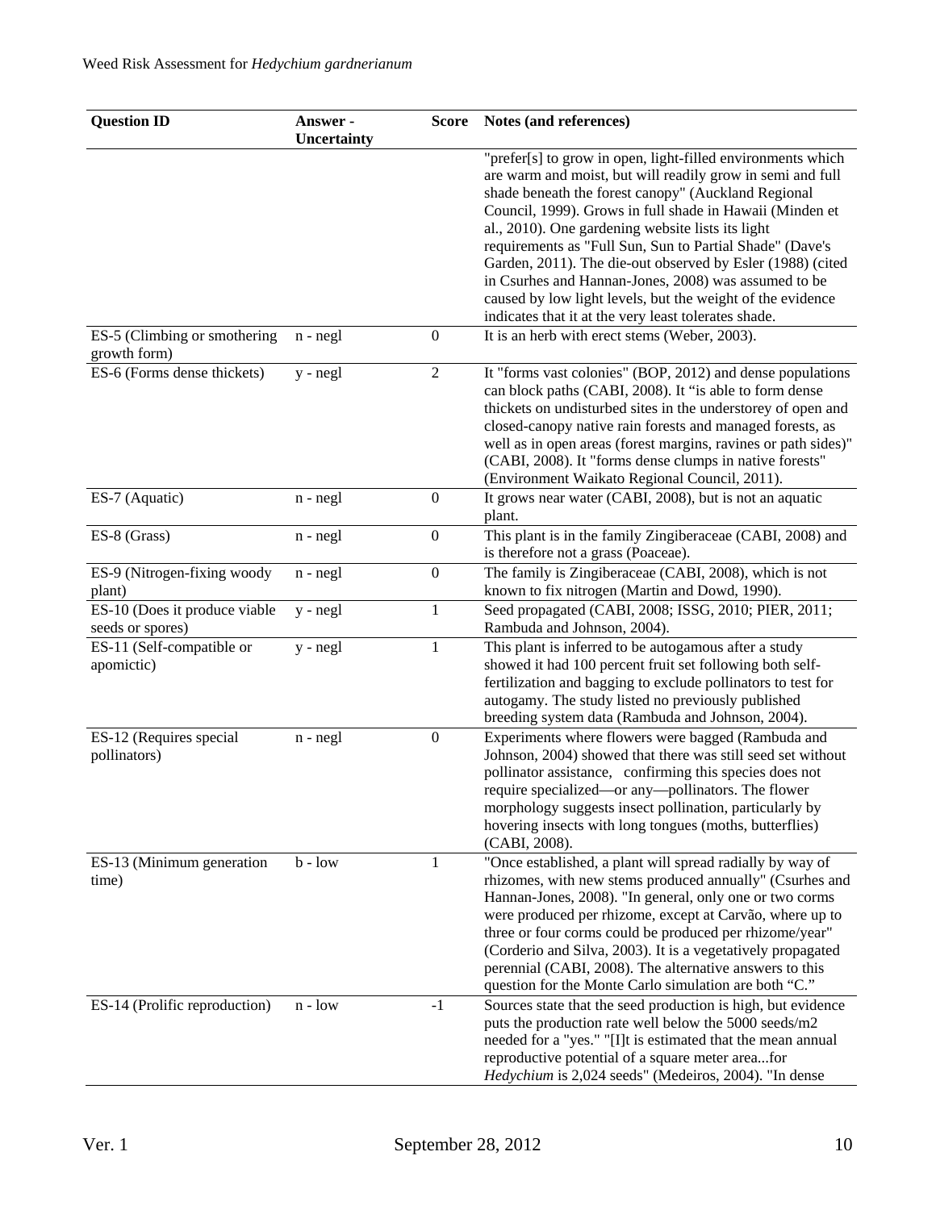| Question ID | Answer - Uncertainty | Score | Notes (and references) |
|---|---|---|---|
| | | | "prefer[s] to grow in open, light-filled environments which are warm and moist, but will readily grow in semi and full shade beneath the forest canopy" (Auckland Regional Council, 1999). Grows in full shade in Hawaii (Minden et al., 2010). One gardening website lists its light requirements as "Full Sun, Sun to Partial Shade" (Dave's Garden, 2011). The die-out observed by Esler (1988) (cited in Csurhes and Hannan-Jones, 2008) was assumed to be caused by low light levels, but the weight of the evidence indicates that it at the very least tolerates shade. |
| ES-5 (Climbing or smothering growth form) | n - negl | 0 | It is an herb with erect stems (Weber, 2003). |
| ES-6 (Forms dense thickets) | y - negl | 2 | It "forms vast colonies" (BOP, 2012) and dense populations can block paths (CABI, 2008). It "is able to form dense thickets on undisturbed sites in the understorey of open and closed-canopy native rain forests and managed forests, as well as in open areas (forest margins, ravines or path sides)" (CABI, 2008). It "forms dense clumps in native forests" (Environment Waikato Regional Council, 2011). |
| ES-7 (Aquatic) | n - negl | 0 | It grows near water (CABI, 2008), but is not an aquatic plant. |
| ES-8 (Grass) | n - negl | 0 | This plant is in the family Zingiberaceae (CABI, 2008) and is therefore not a grass (Poaceae). |
| ES-9 (Nitrogen-fixing woody plant) | n - negl | 0 | The family is Zingiberaceae (CABI, 2008), which is not known to fix nitrogen (Martin and Dowd, 1990). |
| ES-10 (Does it produce viable seeds or spores) | y - negl | 1 | Seed propagated (CABI, 2008; ISSG, 2010; PIER, 2011; Rambuda and Johnson, 2004). |
| ES-11 (Self-compatible or apomictic) | y - negl | 1 | This plant is inferred to be autogamous after a study showed it had 100 percent fruit set following both self-fertilization and bagging to exclude pollinators to test for autogamy. The study listed no previously published breeding system data (Rambuda and Johnson, 2004). |
| ES-12 (Requires special pollinators) | n - negl | 0 | Experiments where flowers were bagged (Rambuda and Johnson, 2004) showed that there was still seed set without pollinator assistance, confirming this species does not require specialized—or any—pollinators. The flower morphology suggests insect pollination, particularly by hovering insects with long tongues (moths, butterflies) (CABI, 2008). |
| ES-13 (Minimum generation time) | b - low | 1 | "Once established, a plant will spread radially by way of rhizomes, with new stems produced annually" (Csurhes and Hannan-Jones, 2008). "In general, only one or two corms were produced per rhizome, except at Carvão, where up to three or four corms could be produced per rhizome/year" (Corderio and Silva, 2003). It is a vegetatively propagated perennial (CABI, 2008). The alternative answers to this question for the Monte Carlo simulation are both "C." |
| ES-14 (Prolific reproduction) | n - low | -1 | Sources state that the seed production is high, but evidence puts the production rate well below the 5000 seeds/m2 needed for a "yes." "[I]t is estimated that the mean annual reproductive potential of a square meter area...for *Hedychium* is 2,024 seeds" (Medeiros, 2004). "In dense |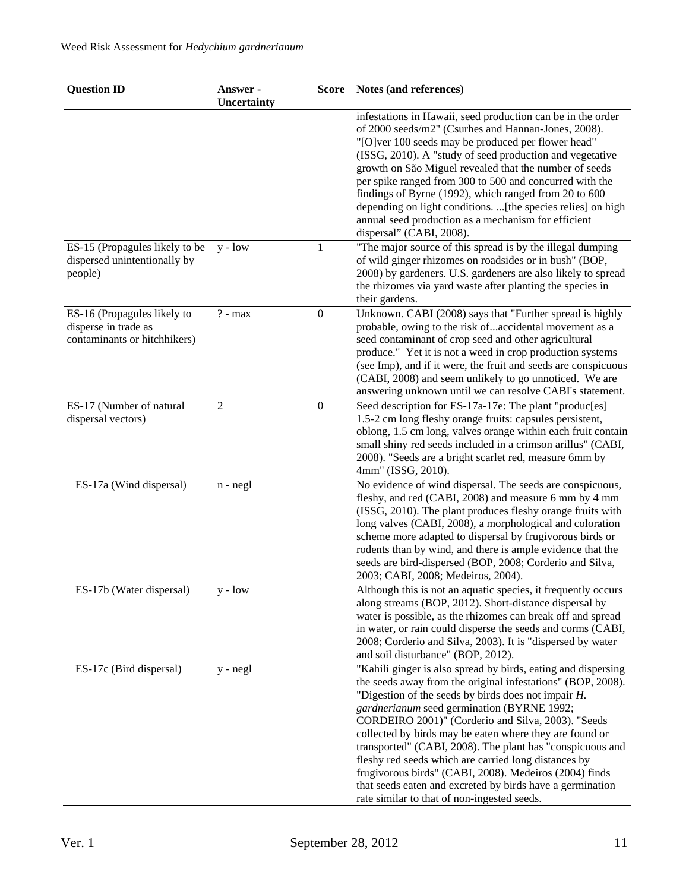| Question ID | Answer - Uncertainty | Score | Notes (and references) |
| --- | --- | --- | --- |
| | | | infestations in Hawaii, seed production can be in the order of 2000 seeds/m2" (Csurhes and Hannan-Jones, 2008). "[O]ver 100 seeds may be produced per flower head" (ISSG, 2010). A "study of seed production and vegetative growth on São Miguel revealed that the number of seeds per spike ranged from 300 to 500 and concurred with the findings of Byrne (1992), which ranged from 20 to 600 depending on light conditions. ...[the species relies] on high annual seed production as a mechanism for efficient dispersal" (CABI, 2008). |
| ES-15 (Propagules likely to be dispersed unintentionally by people) | y - low | 1 | "The major source of this spread is by the illegal dumping of wild ginger rhizomes on roadsides or in bush" (BOP, 2008) by gardeners. U.S. gardeners are also likely to spread the rhizomes via yard waste after planting the species in their gardens. |
| ES-16 (Propagules likely to disperse in trade as contaminants or hitchhikers) | ? - max | 0 | Unknown. CABI (2008) says that "Further spread is highly probable, owing to the risk of...accidental movement as a seed contaminant of crop seed and other agricultural produce." Yet it is not a weed in crop production systems (see Imp), and if it were, the fruit and seeds are conspicuous (CABI, 2008) and seem unlikely to go unnoticed. We are answering unknown until we can resolve CABI's statement. |
| ES-17 (Number of natural dispersal vectors) | 2 | 0 | Seed description for ES-17a-17e: The plant "produc[es] 1.5-2 cm long fleshy orange fruits: capsules persistent, oblong, 1.5 cm long, valves orange within each fruit contain small shiny red seeds included in a crimson arillus" (CABI, 2008). "Seeds are a bright scarlet red, measure 6mm by 4mm" (ISSG, 2010). |
| ES-17a (Wind dispersal) | n - negl | | No evidence of wind dispersal. The seeds are conspicuous, fleshy, and red (CABI, 2008) and measure 6 mm by 4 mm (ISSG, 2010). The plant produces fleshy orange fruits with long valves (CABI, 2008), a morphological and coloration scheme more adapted to dispersal by frugivorous birds or rodents than by wind, and there is ample evidence that the seeds are bird-dispersed (BOP, 2008; Corderio and Silva, 2003; CABI, 2008; Medeiros, 2004). |
| ES-17b (Water dispersal) | y - low | | Although this is not an aquatic species, it frequently occurs along streams (BOP, 2012). Short-distance dispersal by water is possible, as the rhizomes can break off and spread in water, or rain could disperse the seeds and corms (CABI, 2008; Corderio and Silva, 2003). It is "dispersed by water and soil disturbance" (BOP, 2012). |
| ES-17c (Bird dispersal) | y - negl | | "Kahili ginger is also spread by birds, eating and dispersing the seeds away from the original infestations" (BOP, 2008). "Digestion of the seeds by birds does not impair *H. gardnerianum* seed germination (BYRNE 1992; CORDEIRO 2001)" (Corderio and Silva, 2003). "Seeds collected by birds may be eaten where they are found or transported" (CABI, 2008). The plant has "conspicuous and fleshy red seeds which are carried long distances by frugivorous birds" (CABI, 2008). Medeiros (2004) finds that seeds eaten and excreted by birds have a germination rate similar to that of non-ingested seeds. |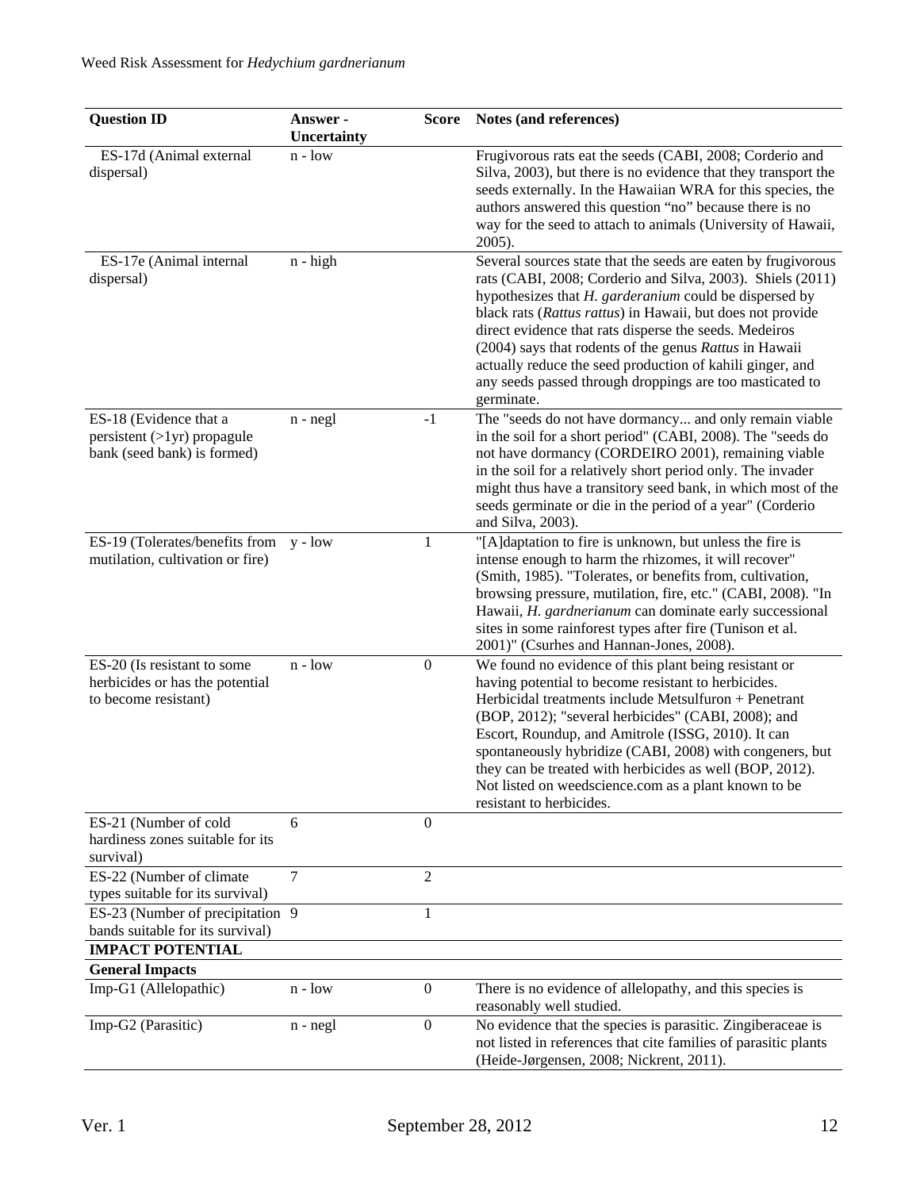| Question ID | Answer - Uncertainty | Score | Notes (and references) |
|---|---|---|---|
| ES-17d (Animal external dispersal) | n - low | | Frugivorous rats eat the seeds (CABI, 2008; Corderio and Silva, 2003), but there is no evidence that they transport the seeds externally. In the Hawaiian WRA for this species, the authors answered this question "no" because there is no way for the seed to attach to animals (University of Hawaii, 2005). |
| ES-17e (Animal internal dispersal) | n - high | | Several sources state that the seeds are eaten by frugivorous rats (CABI, 2008; Corderio and Silva, 2003). Shiels (2011) hypothesizes that *H. garderanium* could be dispersed by black rats (*Rattus rattus*) in Hawaii, but does not provide direct evidence that rats disperse the seeds. Medeiros (2004) says that rodents of the genus *Rattus* in Hawaii actually reduce the seed production of kahili ginger, and any seeds passed through droppings are too masticated to germinate. |
| ES-18 (Evidence that a persistent (>1yr) propagule bank (seed bank) is formed) | n - negl | -1 | The "seeds do not have dormancy... and only remain viable in the soil for a short period" (CABI, 2008). The "seeds do not have dormancy (CORDEIRO 2001), remaining viable in the soil for a relatively short period only. The invader might thus have a transitory seed bank, in which most of the seeds germinate or die in the period of a year" (Corderio and Silva, 2003). |
| ES-19 (Tolerates/benefits from mutilation, cultivation or fire) | y - low | 1 | "[A]daptation to fire is unknown, but unless the fire is intense enough to harm the rhizomes, it will recover" (Smith, 1985). "Tolerates, or benefits from, cultivation, browsing pressure, mutilation, fire, etc." (CABI, 2008). "In Hawaii, *H. gardnerianum* can dominate early successional sites in some rainforest types after fire (Tunison et al. 2001)" (Csurhes and Hannan-Jones, 2008). |
| ES-20 (Is resistant to some herbicides or has the potential to become resistant) | n - low | 0 | We found no evidence of this plant being resistant or having potential to become resistant to herbicides. Herbicidal treatments include Metsulfuron + Penetrant (BOP, 2012); "several herbicides" (CABI, 2008); and Escort, Roundup, and Amitrole (ISSG, 2010). It can spontaneously hybridize (CABI, 2008) with congeners, but they can be treated with herbicides as well (BOP, 2012). Not listed on weedscience.com as a plant known to be resistant to herbicides. |
| ES-21 (Number of cold hardiness zones suitable for its survival) | 6 | 0 | |
| ES-22 (Number of climate types suitable for its survival) | 7 | 2 | |
| ES-23 (Number of precipitation bands suitable for its survival) | 9 | 1 | |
| **IMPACT POTENTIAL** | | | |
| **General Impacts** | | | |
| Imp-G1 (Allelopathic) | n - low | 0 | There is no evidence of allelopathy, and this species is reasonably well studied. |
| Imp-G2 (Parasitic) | n - negl | 0 | No evidence that the species is parasitic. Zingiberaceae is not listed in references that cite families of parasitic plants (Heide-Jørgensen, 2008; Nickrent, 2011). |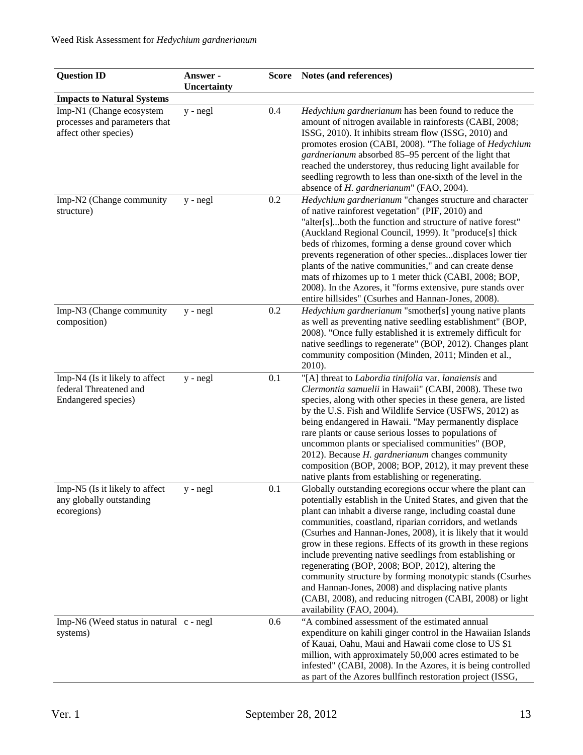| Question ID | Answer - Uncertainty | Score | Notes (and references) |
|---|---|---|---|
| **Impacts to Natural Systems** | | | |
| Imp-N1 (Change ecosystem processes and parameters that affect other species) | y - negl | 0.4 | *Hedychium gardnerianum* has been found to reduce the amount of nitrogen available in rainforests (CABI, 2008; ISSG, 2010). It inhibits stream flow (ISSG, 2010) and promotes erosion (CABI, 2008). "The foliage of *Hedychium gardnerianum* absorbed 85–95 percent of the light that reached the understorey, thus reducing light available for seedling regrowth to less than one-sixth of the level in the absence of *H. gardnerianum*" (FAO, 2004). |
| Imp-N2 (Change community structure) | y - negl | 0.2 | *Hedychium gardnerianum* "changes structure and character of native rainforest vegetation" (PIF, 2010) and "alter[s]...both the function and structure of native forest" (Auckland Regional Council, 1999). It "produce[s] thick beds of rhizomes, forming a dense ground cover which prevents regeneration of other species...displaces lower tier plants of the native communities," and can create dense mats of rhizomes up to 1 meter thick (CABI, 2008; BOP, 2008). In the Azores, it "forms extensive, pure stands over entire hillsides" (Csurhes and Hannan-Jones, 2008). |
| Imp-N3 (Change community composition) | y - negl | 0.2 | *Hedychium gardnerianum* "smother[s] young native plants as well as preventing native seedling establishment" (BOP, 2008). "Once fully established it is extremely difficult for native seedlings to regenerate" (BOP, 2012). Changes plant community composition (Minden, 2011; Minden et al., 2010). |
| Imp-N4 (Is it likely to affect federal Threatened and Endangered species) | y - negl | 0.1 | "[A] threat to *Labordia tinifolia* var. *lanaiensis* and *Clermontia samuelii* in Hawaii" (CABI, 2008). These two species, along with other species in these genera, are listed by the U.S. Fish and Wildlife Service (USFWS, 2012) as being endangered in Hawaii. "May permanently displace rare plants or cause serious losses to populations of uncommon plants or specialised communities" (BOP, 2012). Because *H. gardnerianum* changes community composition (BOP, 2008; BOP, 2012), it may prevent these native plants from establishing or regenerating. |
| Imp-N5 (Is it likely to affect any globally outstanding ecoregions) | y - negl | 0.1 | Globally outstanding ecoregions occur where the plant can potentially establish in the United States, and given that the plant can inhabit a diverse range, including coastal dune communities, coastland, riparian corridors, and wetlands (Csurhes and Hannan-Jones, 2008), it is likely that it would grow in these regions. Effects of its growth in these regions include preventing native seedlings from establishing or regenerating (BOP, 2008; BOP, 2012), altering the community structure by forming monotypic stands (Csurhes and Hannan-Jones, 2008) and displacing native plants (CABI, 2008), and reducing nitrogen (CABI, 2008) or light availability (FAO, 2004). |
| Imp-N6 (Weed status in natural systems) | c - negl | 0.6 | "A combined assessment of the estimated annual expenditure on kahili ginger control in the Hawaiian Islands of Kauai, Oahu, Maui and Hawaii come close to US $1 million, with approximately 50,000 acres estimated to be infested" (CABI, 2008). In the Azores, it is being controlled as part of the Azores bullfinch restoration project (ISSG, |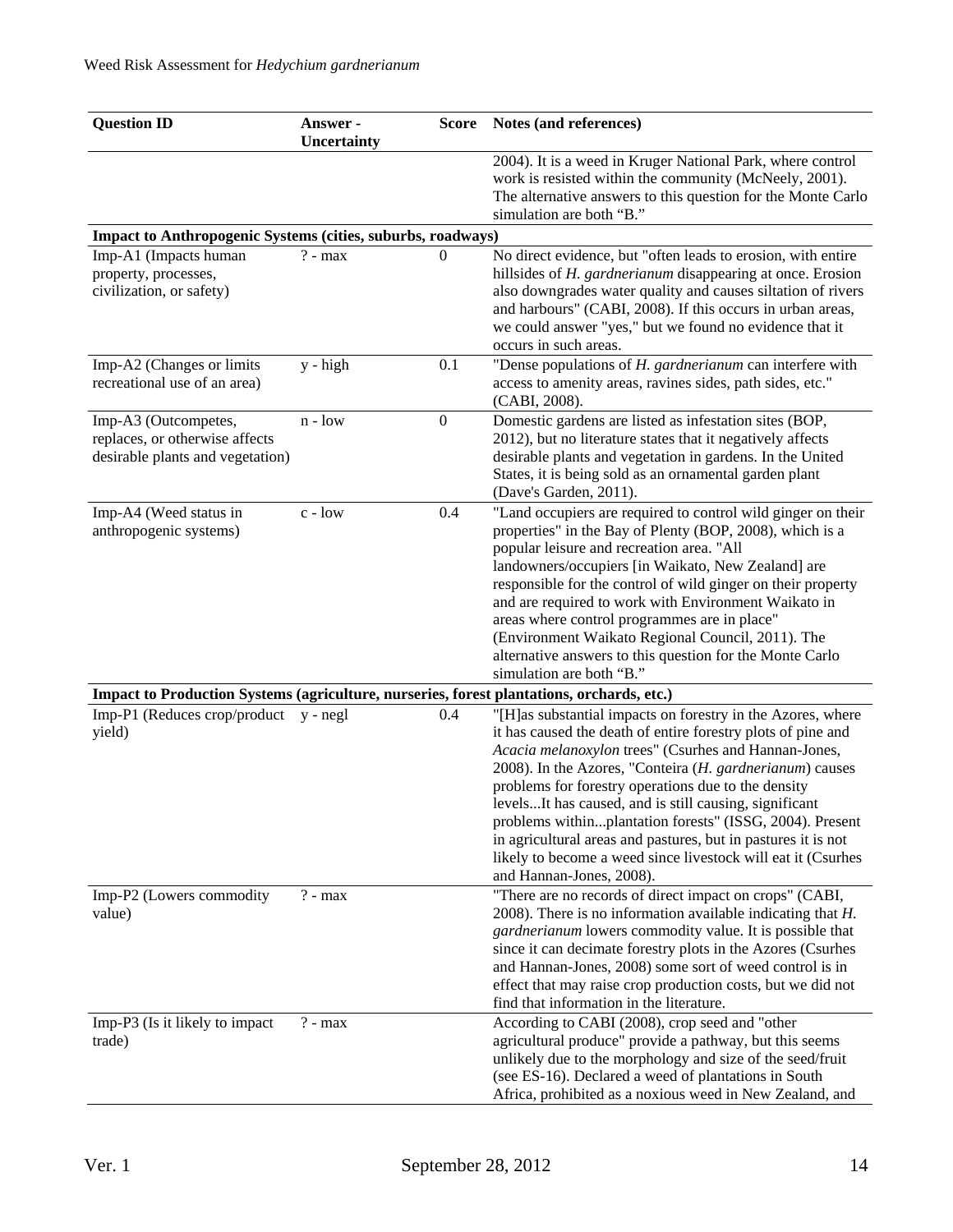| Question ID | Answer - Uncertainty | Score | Notes (and references) |
|---|---|---|---|
| | | | 2004). It is a weed in Kruger National Park, where control work is resisted within the community (McNeely, 2001). The alternative answers to this question for the Monte Carlo simulation are both "B." |
| **Impact to Anthropogenic Systems (cities, suburbs, roadways)** | | | |
| Imp-A1 (Impacts human property, processes, civilization, or safety) | ? - max | 0 | No direct evidence, but "often leads to erosion, with entire hillsides of *H. gardnerianum* disappearing at once. Erosion also downgrades water quality and causes siltation of rivers and harbours" (CABI, 2008). If this occurs in urban areas, we could answer "yes," but we found no evidence that it occurs in such areas. |
| Imp-A2 (Changes or limits recreational use of an area) | y - high | 0.1 | "Dense populations of *H. gardnerianum* can interfere with access to amenity areas, ravines sides, path sides, etc." (CABI, 2008). |
| Imp-A3 (Outcompetes, replaces, or otherwise affects desirable plants and vegetation) | n - low | 0 | Domestic gardens are listed as infestation sites (BOP, 2012), but no literature states that it negatively affects desirable plants and vegetation in gardens. In the United States, it is being sold as an ornamental garden plant (Dave's Garden, 2011). |
| Imp-A4 (Weed status in anthropogenic systems) | c - low | 0.4 | "Land occupiers are required to control wild ginger on their properties" in the Bay of Plenty (BOP, 2008), which is a popular leisure and recreation area. "All landowners/occupiers [in Waikato, New Zealand] are responsible for the control of wild ginger on their property and are required to work with Environment Waikato in areas where control programmes are in place" (Environment Waikato Regional Council, 2011). The alternative answers to this question for the Monte Carlo simulation are both "B." |
| **Impact to Production Systems (agriculture, nurseries, forest plantations, orchards, etc.)** | | | |
| Imp-P1 (Reduces crop/product yield) | y - negl | 0.4 | "[H]as substantial impacts on forestry in the Azores, where it has caused the death of entire forestry plots of pine and *Acacia melanoxylon* trees" (Csurhes and Hannan-Jones, 2008). In the Azores, "Conteira (*H. gardnerianum*) causes problems for forestry operations due to the density levels...It has caused, and is still causing, significant problems within...plantation forests" (ISSG, 2004). Present in agricultural areas and pastures, but in pastures it is not likely to become a weed since livestock will eat it (Csurhes and Hannan-Jones, 2008). |
| Imp-P2 (Lowers commodity value) | ? - max | | "There are no records of direct impact on crops" (CABI, 2008). There is no information available indicating that *H. gardnerianum* lowers commodity value. It is possible that since it can decimate forestry plots in the Azores (Csurhes and Hannan-Jones, 2008) some sort of weed control is in effect that may raise crop production costs, but we did not find that information in the literature. |
| Imp-P3 (Is it likely to impact trade) | ? - max | | According to CABI (2008), crop seed and "other agricultural produce" provide a pathway, but this seems unlikely due to the morphology and size of the seed/fruit (see ES-16). Declared a weed of plantations in South Africa, prohibited as a noxious weed in New Zealand, and |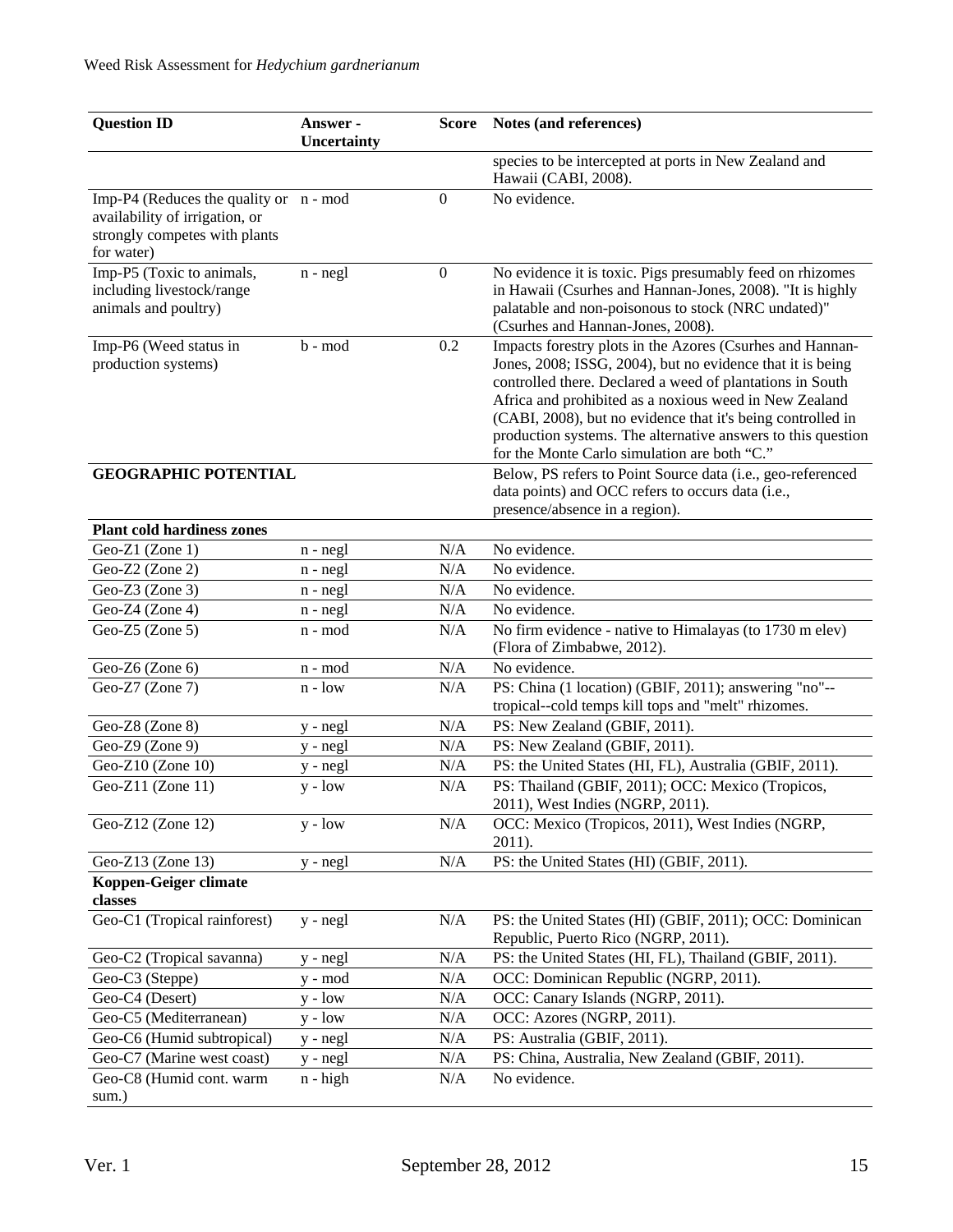| Question ID | Answer - Uncertainty | Score | Notes (and references) |
|---|---|---|---|
| | | | species to be intercepted at ports in New Zealand and Hawaii (CABI, 2008). |
| Imp-P4 (Reduces the quality or availability of irrigation, or strongly competes with plants for water) | n - mod | 0 | No evidence. |
| Imp-P5 (Toxic to animals, including livestock/range animals and poultry) | n - negl | 0 | No evidence it is toxic. Pigs presumably feed on rhizomes in Hawaii (Csurhes and Hannan-Jones, 2008). "It is highly palatable and non-poisonous to stock (NRC undated)" (Csurhes and Hannan-Jones, 2008). |
| Imp-P6 (Weed status in production systems) | b - mod | 0.2 | Impacts forestry plots in the Azores (Csurhes and Hannan-Jones, 2008; ISSG, 2004), but no evidence that it is being controlled there. Declared a weed of plantations in South Africa and prohibited as a noxious weed in New Zealand (CABI, 2008), but no evidence that it's being controlled in production systems. The alternative answers to this question for the Monte Carlo simulation are both "C." |
| **GEOGRAPHIC POTENTIAL** | | | Below, PS refers to Point Source data (i.e., geo-referenced data points) and OCC refers to occurs data (i.e., presence/absence in a region). |
| **Plant cold hardiness zones** | | | |
| Geo-Z1 (Zone 1) | n - negl | N/A | No evidence. |
| Geo-Z2 (Zone 2) | n - negl | N/A | No evidence. |
| Geo-Z3 (Zone 3) | n - negl | N/A | No evidence. |
| Geo-Z4 (Zone 4) | n - negl | N/A | No evidence. |
| Geo-Z5 (Zone 5) | n - mod | N/A | No firm evidence - native to Himalayas (to 1730 m elev) (Flora of Zimbabwe, 2012). |
| Geo-Z6 (Zone 6) | n - mod | N/A | No evidence. |
| Geo-Z7 (Zone 7) | n - low | N/A | PS: China (1 location) (GBIF, 2011); answering "no"--tropical--cold temps kill tops and "melt" rhizomes. |
| Geo-Z8 (Zone 8) | y - negl | N/A | PS: New Zealand (GBIF, 2011). |
| Geo-Z9 (Zone 9) | y - negl | N/A | PS: New Zealand (GBIF, 2011). |
| Geo-Z10 (Zone 10) | y - negl | N/A | PS: the United States (HI, FL), Australia (GBIF, 2011). |
| Geo-Z11 (Zone 11) | y - low | N/A | PS: Thailand (GBIF, 2011); OCC: Mexico (Tropicos, 2011), West Indies (NGRP, 2011). |
| Geo-Z12 (Zone 12) | y - low | N/A | OCC: Mexico (Tropicos, 2011), West Indies (NGRP, 2011). |
| Geo-Z13 (Zone 13) | y - negl | N/A | PS: the United States (HI) (GBIF, 2011). |
| **Koppen-Geiger climate classes** | | | |
| Geo-C1 (Tropical rainforest) | y - negl | N/A | PS: the United States (HI) (GBIF, 2011); OCC: Dominican Republic, Puerto Rico (NGRP, 2011). |
| Geo-C2 (Tropical savanna) | y - negl | N/A | PS: the United States (HI, FL), Thailand (GBIF, 2011). |
| Geo-C3 (Steppe) | y - mod | N/A | OCC: Dominican Republic (NGRP, 2011). |
| Geo-C4 (Desert) | y - low | N/A | OCC: Canary Islands (NGRP, 2011). |
| Geo-C5 (Mediterranean) | y - low | N/A | OCC: Azores (NGRP, 2011). |
| Geo-C6 (Humid subtropical) | y - negl | N/A | PS: Australia (GBIF, 2011). |
| Geo-C7 (Marine west coast) | y - negl | N/A | PS: China, Australia, New Zealand (GBIF, 2011). |
| Geo-C8 (Humid cont. warm sum.) | n - high | N/A | No evidence. |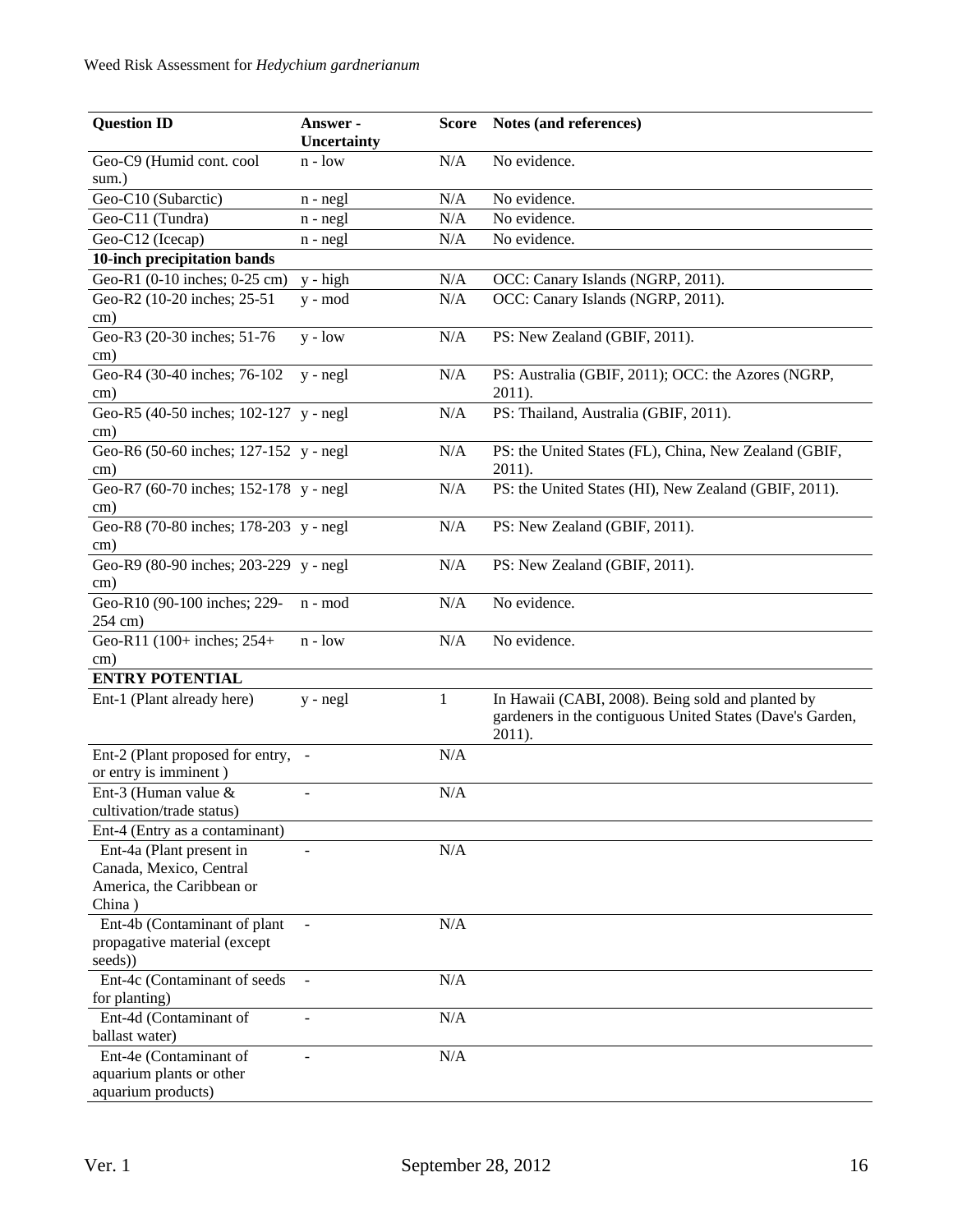| Question ID | Answer - Uncertainty | Score | Notes (and references) |
|---|---|---|---|
| Geo-C9 (Humid cont. cool sum.) | n - low | N/A | No evidence. |
| Geo-C10 (Subarctic) | n - negl | N/A | No evidence. |
| Geo-C11 (Tundra) | n - negl | N/A | No evidence. |
| Geo-C12 (Icecap) | n - negl | N/A | No evidence. |
| **10-inch precipitation bands** | | | |
| Geo-R1 (0-10 inches; 0-25 cm) | y - high | N/A | OCC: Canary Islands (NGRP, 2011). |
| Geo-R2 (10-20 inches; 25-51 cm) | y - mod | N/A | OCC: Canary Islands (NGRP, 2011). |
| Geo-R3 (20-30 inches; 51-76 cm) | y - low | N/A | PS: New Zealand (GBIF, 2011). |
| Geo-R4 (30-40 inches; 76-102 cm) | y - negl | N/A | PS: Australia (GBIF, 2011); OCC: the Azores (NGRP, 2011). |
| Geo-R5 (40-50 inches; 102-127 cm) | y - negl | N/A | PS: Thailand, Australia (GBIF, 2011). |
| Geo-R6 (50-60 inches; 127-152 cm) | y - negl | N/A | PS: the United States (FL), China, New Zealand (GBIF, 2011). |
| Geo-R7 (60-70 inches; 152-178 cm) | y - negl | N/A | PS: the United States (HI), New Zealand (GBIF, 2011). |
| Geo-R8 (70-80 inches; 178-203 cm) | y - negl | N/A | PS: New Zealand (GBIF, 2011). |
| Geo-R9 (80-90 inches; 203-229 cm) | y - negl | N/A | PS: New Zealand (GBIF, 2011). |
| Geo-R10 (90-100 inches; 229-254 cm) | n - mod | N/A | No evidence. |
| Geo-R11 (100+ inches; 254+ cm) | n - low | N/A | No evidence. |
| **ENTRY POTENTIAL** | | | |
| Ent-1 (Plant already here) | y - negl | 1 | In Hawaii (CABI, 2008). Being sold and planted by gardeners in the contiguous United States (Dave's Garden, 2011). |
| Ent-2 (Plant proposed for entry, or entry is imminent ) | - | N/A | |
| Ent-3 (Human value & cultivation/trade status) | - | N/A | |
| Ent-4 (Entry as a contaminant) | | | |
| Ent-4a (Plant present in Canada, Mexico, Central America, the Caribbean or China ) | - | N/A | |
| Ent-4b (Contaminant of plant propagative material (except seeds)) | - | N/A | |
| Ent-4c (Contaminant of seeds for planting) | - | N/A | |
| Ent-4d (Contaminant of ballast water) | - | N/A | |
| Ent-4e (Contaminant of aquarium plants or other aquarium products) | - | N/A | |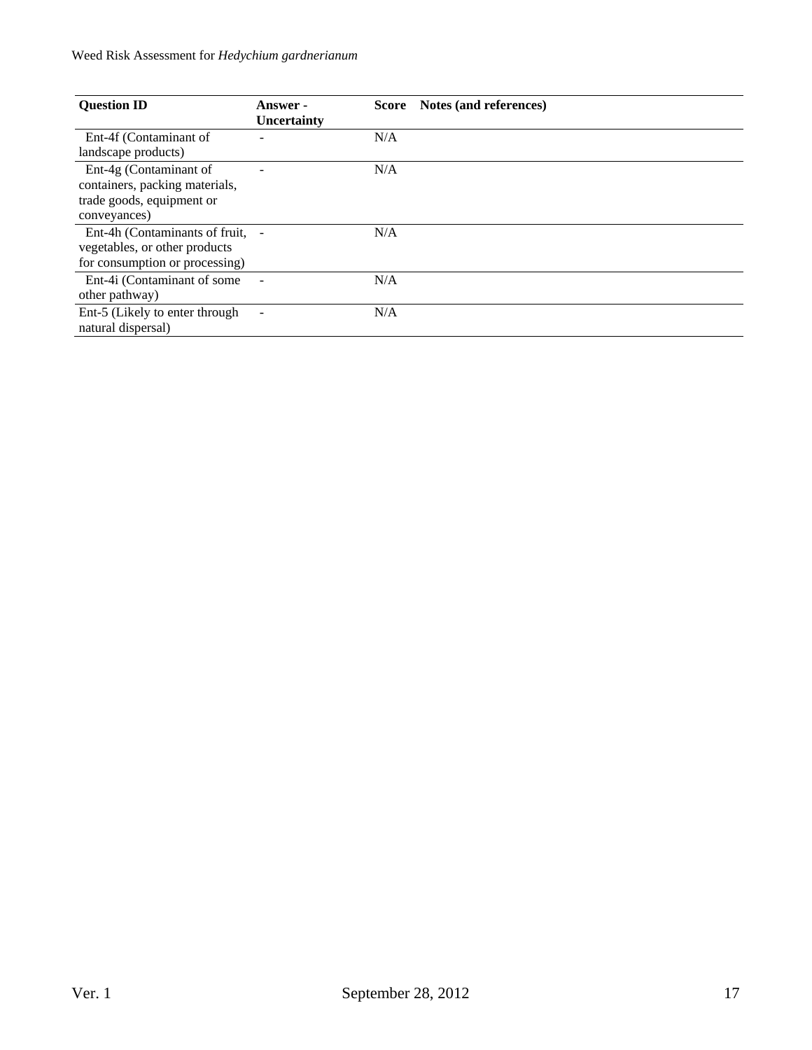| Question ID | Answer - Uncertainty | Score | Notes (and references) |
|---|---|---|---|
| Ent-4f (Contaminant of landscape products) | - | N/A | |
| Ent-4g (Contaminant of containers, packing materials, trade goods, equipment or conveyances) | - | N/A | |
| Ent-4h (Contaminants of fruit, vegetables, or other products for consumption or processing) | - | N/A | |
| Ent-4i (Contaminant of some other pathway) | - | N/A | |
| Ent-5 (Likely to enter through natural dispersal) | - | N/A | |